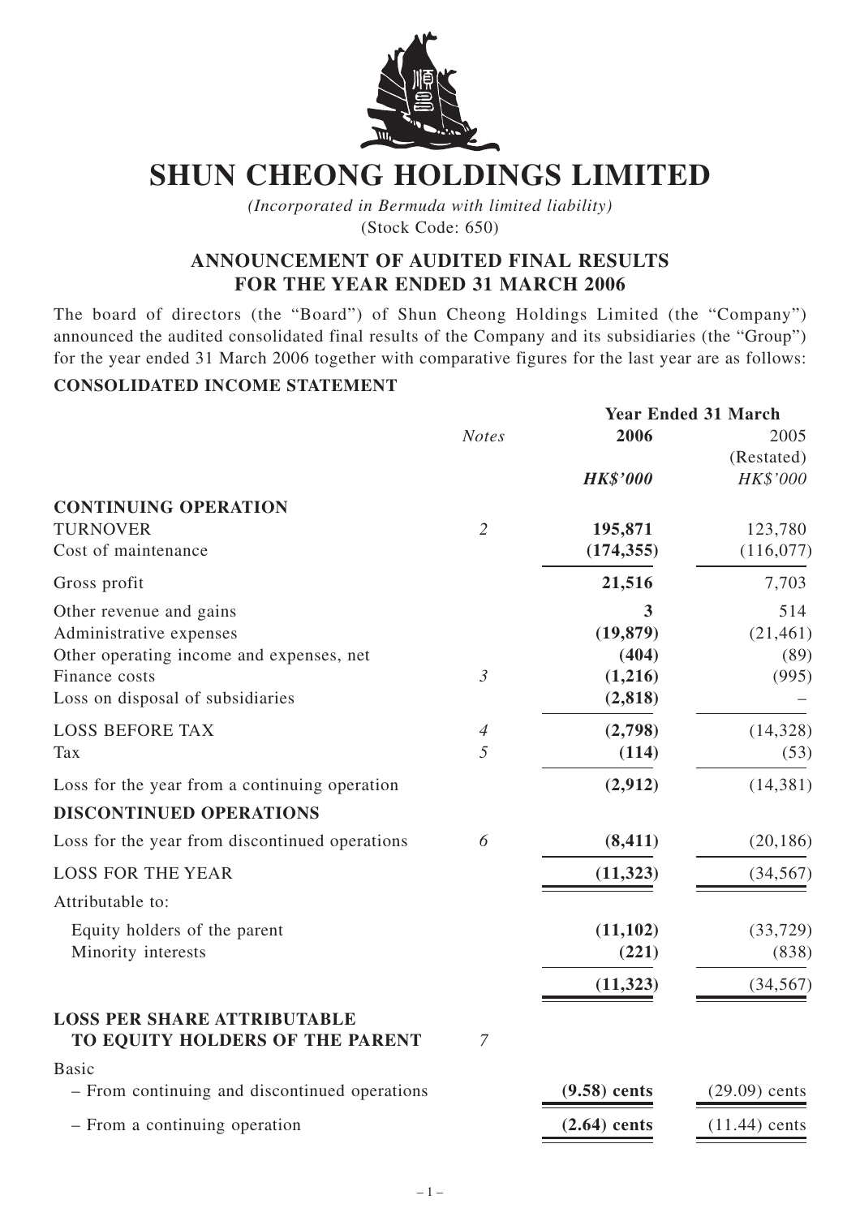# SHUN CHEONG HOLDINGS LIMITED

*(Incorporated in Bermuda with limited liability)*
(Stock Code: 650)

## ANNOUNCEMENT OF AUDITED FINAL RESULTS FOR THE YEAR ENDED 31 MARCH 2006

The board of directors (the "Board") of Shun Cheong Holdings Limited (the "Company") announced the audited consolidated final results of the Company and its subsidiaries (the "Group") for the year ended 31 March 2006 together with comparative figures for the last year are as follows:

**CONSOLIDATED INCOME STATEMENT**

| | *Notes* | **Year Ended 31 March** **2006** | 2005 (Restated) |
|---|---|---|---|
| | | ***HK$'000*** | *HK$'000* |
| **CONTINUING OPERATION** | | | |
| TURNOVER | *2* | **195,871** | 123,780 |
| Cost of maintenance | | **(174,355)** | (116,077) |
| Gross profit | | **21,516** | 7,703 |
| Other revenue and gains | | **3** | 514 |
| Administrative expenses | | **(19,879)** | (21,461) |
| Other operating income and expenses, net | | **(404)** | (89) |
| Finance costs | *3* | **(1,216)** | (995) |
| Loss on disposal of subsidiaries | | **(2,818)** | – |
| LOSS BEFORE TAX | *4* | **(2,798)** | (14,328) |
| Tax | *5* | **(114)** | (53) |
| Loss for the year from a continuing operation | | **(2,912)** | (14,381) |
| **DISCONTINUED OPERATIONS** | | | |
| Loss for the year from discontinued operations | *6* | **(8,411)** | (20,186) |
| LOSS FOR THE YEAR | | **(11,323)** | (34,567) |
| Attributable to: | | | |
| Equity holders of the parent | | **(11,102)** | (33,729) |
| Minority interests | | **(221)** | (838) |
| | | **(11,323)** | (34,567) |
| **LOSS PER SHARE ATTRIBUTABLE TO EQUITY HOLDERS OF THE PARENT** | *7* | | |
| Basic | | | |
| – From continuing and discontinued operations | | **(9.58) cents** | (29.09) cents |
| – From a continuing operation | | **(2.64) cents** | (11.44) cents |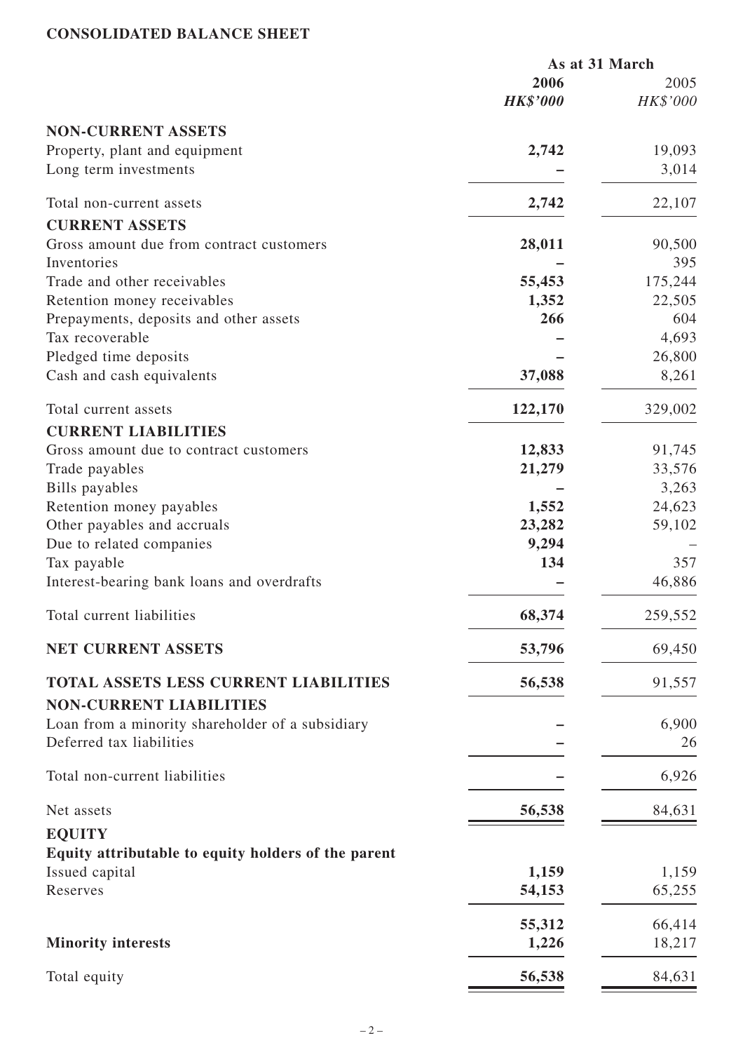## CONSOLIDATED BALANCE SHEET

| | As at 31 March | |
|---|---|---|
| | **2006** | 2005 |
| | ***HK$'000*** | *HK$'000* |
| **NON-CURRENT ASSETS** | | |
| Property, plant and equipment | **2,742** | 19,093 |
| Long term investments | **–** | 3,014 |
| Total non-current assets | **2,742** | 22,107 |
| **CURRENT ASSETS** | | |
| Gross amount due from contract customers | **28,011** | 90,500 |
| Inventories | **–** | 395 |
| Trade and other receivables | **55,453** | 175,244 |
| Retention money receivables | **1,352** | 22,505 |
| Prepayments, deposits and other assets | **266** | 604 |
| Tax recoverable | **–** | 4,693 |
| Pledged time deposits | **–** | 26,800 |
| Cash and cash equivalents | **37,088** | 8,261 |
| Total current assets | **122,170** | 329,002 |
| **CURRENT LIABILITIES** | | |
| Gross amount due to contract customers | **12,833** | 91,745 |
| Trade payables | **21,279** | 33,576 |
| Bills payables | **–** | 3,263 |
| Retention money payables | **1,552** | 24,623 |
| Other payables and accruals | **23,282** | 59,102 |
| Due to related companies | **9,294** | – |
| Tax payable | **134** | 357 |
| Interest-bearing bank loans and overdrafts | **–** | 46,886 |
| Total current liabilities | **68,374** | 259,552 |
| **NET CURRENT ASSETS** | **53,796** | 69,450 |
| **TOTAL ASSETS LESS CURRENT LIABILITIES** | **56,538** | 91,557 |
| **NON-CURRENT LIABILITIES** | | |
| Loan from a minority shareholder of a subsidiary | **–** | 6,900 |
| Deferred tax liabilities | **–** | 26 |
| Total non-current liabilities | **–** | 6,926 |
| Net assets | **56,538** | 84,631 |
| **EQUITY** | | |
| **Equity attributable to equity holders of the parent** | | |
| Issued capital | **1,159** | 1,159 |
| Reserves | **54,153** | 65,255 |
| | **55,312** | 66,414 |
| **Minority interests** | **1,226** | 18,217 |
| Total equity | **56,538** | 84,631 |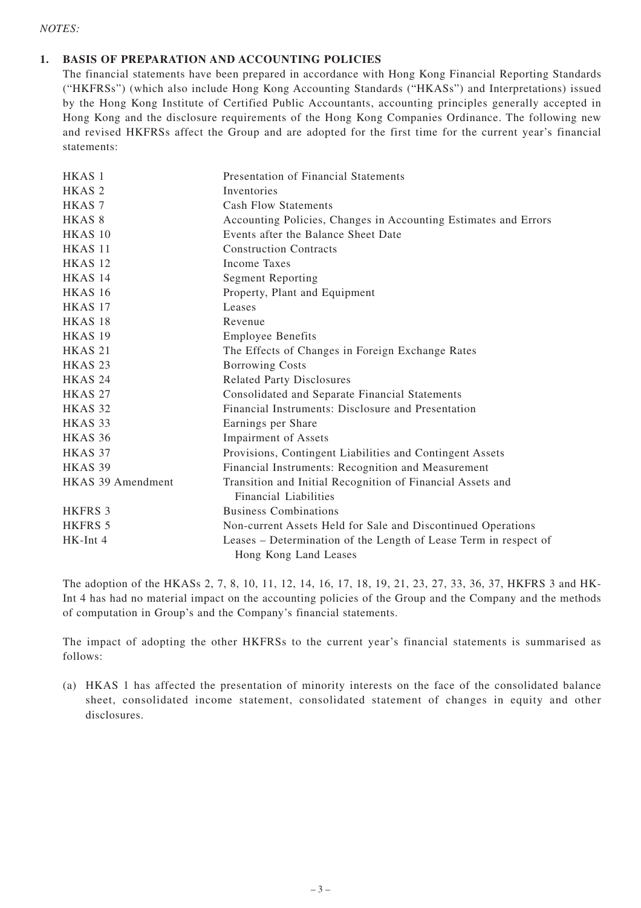*NOTES:*

## 1. BASIS OF PREPARATION AND ACCOUNTING POLICIES

The financial statements have been prepared in accordance with Hong Kong Financial Reporting Standards ("HKFRSs") (which also include Hong Kong Accounting Standards ("HKASs") and Interpretations) issued by the Hong Kong Institute of Certified Public Accountants, accounting principles generally accepted in Hong Kong and the disclosure requirements of the Hong Kong Companies Ordinance. The following new and revised HKFRSs affect the Group and are adopted for the first time for the current year's financial statements:

| | |
|---|---|
| HKAS 1 | Presentation of Financial Statements |
| HKAS 2 | Inventories |
| HKAS 7 | Cash Flow Statements |
| HKAS 8 | Accounting Policies, Changes in Accounting Estimates and Errors |
| HKAS 10 | Events after the Balance Sheet Date |
| HKAS 11 | Construction Contracts |
| HKAS 12 | Income Taxes |
| HKAS 14 | Segment Reporting |
| HKAS 16 | Property, Plant and Equipment |
| HKAS 17 | Leases |
| HKAS 18 | Revenue |
| HKAS 19 | Employee Benefits |
| HKAS 21 | The Effects of Changes in Foreign Exchange Rates |
| HKAS 23 | Borrowing Costs |
| HKAS 24 | Related Party Disclosures |
| HKAS 27 | Consolidated and Separate Financial Statements |
| HKAS 32 | Financial Instruments: Disclosure and Presentation |
| HKAS 33 | Earnings per Share |
| HKAS 36 | Impairment of Assets |
| HKAS 37 | Provisions, Contingent Liabilities and Contingent Assets |
| HKAS 39 | Financial Instruments: Recognition and Measurement |
| HKAS 39 Amendment | Transition and Initial Recognition of Financial Assets and Financial Liabilities |
| HKFRS 3 | Business Combinations |
| HKFRS 5 | Non-current Assets Held for Sale and Discontinued Operations |
| HK-Int 4 | Leases – Determination of the Length of Lease Term in respect of Hong Kong Land Leases |

The adoption of the HKASs 2, 7, 8, 10, 11, 12, 14, 16, 17, 18, 19, 21, 23, 27, 33, 36, 37, HKFRS 3 and HK-Int 4 has had no material impact on the accounting policies of the Group and the Company and the methods of computation in Group's and the Company's financial statements.

The impact of adopting the other HKFRSs to the current year's financial statements is summarised as follows:

(a) HKAS 1 has affected the presentation of minority interests on the face of the consolidated balance sheet, consolidated income statement, consolidated statement of changes in equity and other disclosures.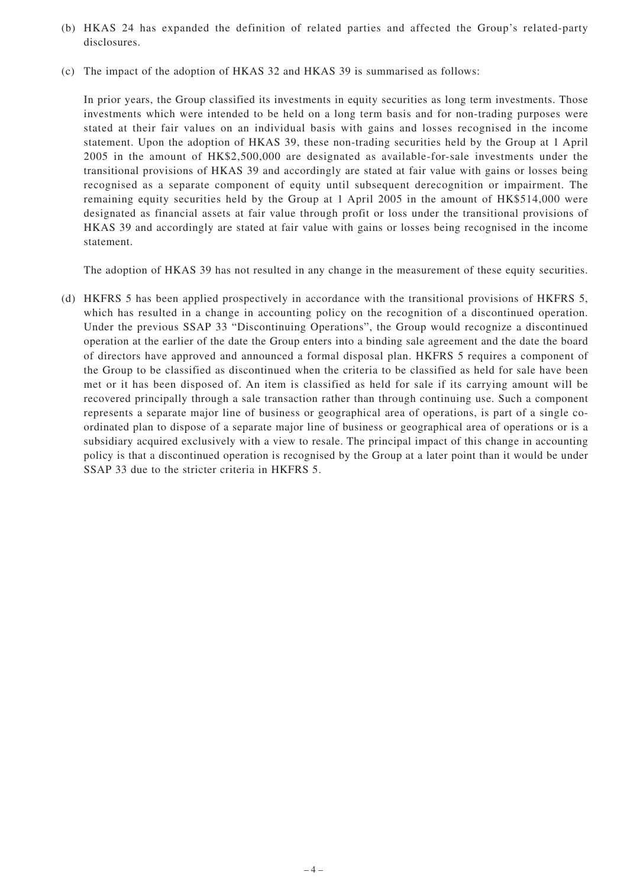(b) HKAS 24 has expanded the definition of related parties and affected the Group's related-party disclosures.

(c) The impact of the adoption of HKAS 32 and HKAS 39 is summarised as follows:

In prior years, the Group classified its investments in equity securities as long term investments. Those investments which were intended to be held on a long term basis and for non-trading purposes were stated at their fair values on an individual basis with gains and losses recognised in the income statement. Upon the adoption of HKAS 39, these non-trading securities held by the Group at 1 April 2005 in the amount of HK$2,500,000 are designated as available-for-sale investments under the transitional provisions of HKAS 39 and accordingly are stated at fair value with gains or losses being recognised as a separate component of equity until subsequent derecognition or impairment. The remaining equity securities held by the Group at 1 April 2005 in the amount of HK$514,000 were designated as financial assets at fair value through profit or loss under the transitional provisions of HKAS 39 and accordingly are stated at fair value with gains or losses being recognised in the income statement.

The adoption of HKAS 39 has not resulted in any change in the measurement of these equity securities.

(d) HKFRS 5 has been applied prospectively in accordance with the transitional provisions of HKFRS 5, which has resulted in a change in accounting policy on the recognition of a discontinued operation. Under the previous SSAP 33 "Discontinuing Operations", the Group would recognize a discontinued operation at the earlier of the date the Group enters into a binding sale agreement and the date the board of directors have approved and announced a formal disposal plan. HKFRS 5 requires a component of the Group to be classified as discontinued when the criteria to be classified as held for sale have been met or it has been disposed of. An item is classified as held for sale if its carrying amount will be recovered principally through a sale transaction rather than through continuing use. Such a component represents a separate major line of business or geographical area of operations, is part of a single co-ordinated plan to dispose of a separate major line of business or geographical area of operations or is a subsidiary acquired exclusively with a view to resale. The principal impact of this change in accounting policy is that a discontinued operation is recognised by the Group at a later point than it would be under SSAP 33 due to the stricter criteria in HKFRS 5.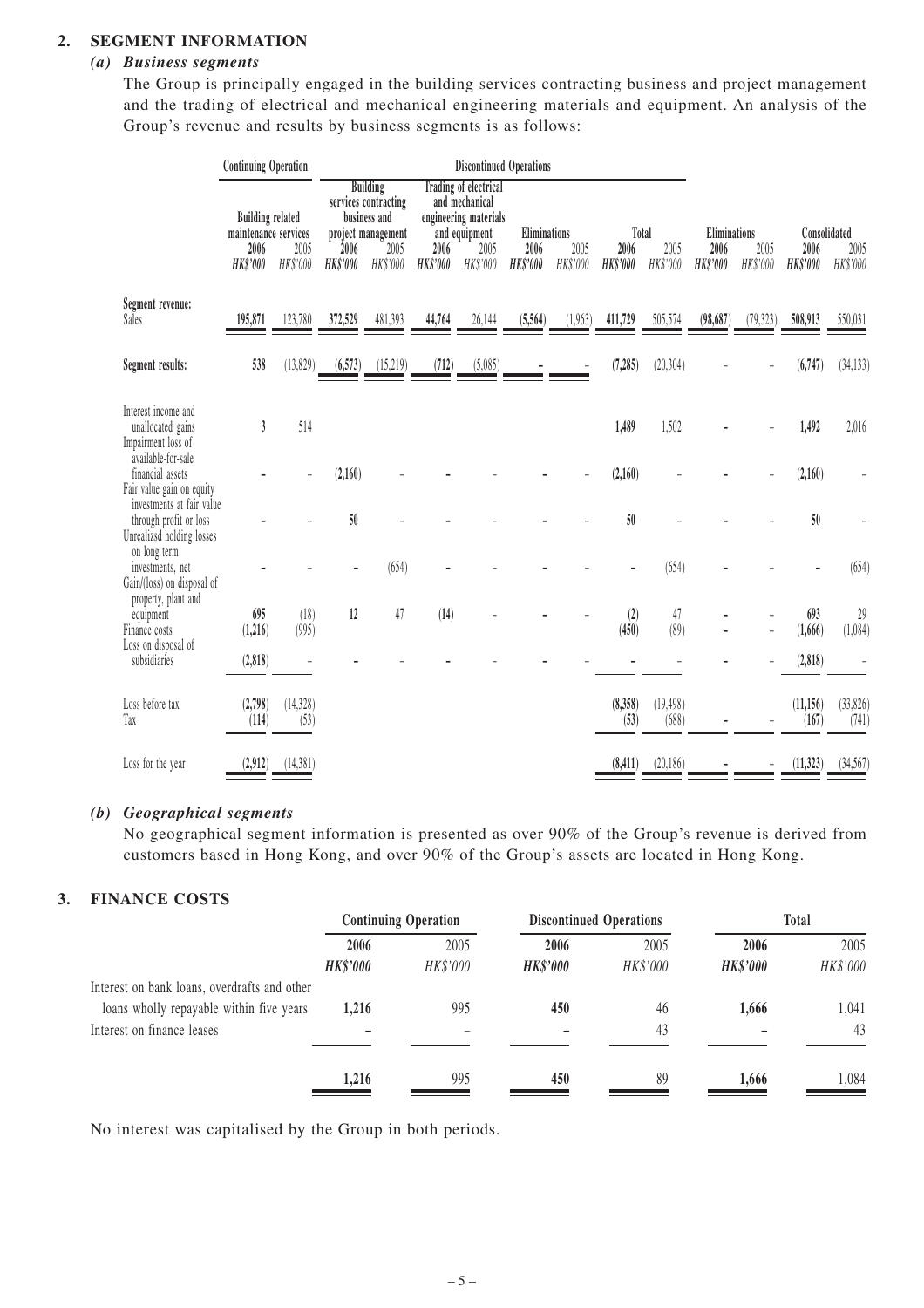## 2. SEGMENT INFORMATION

### *(a) Business segments*

The Group is principally engaged in the building services contracting business and project management and the trading of electrical and mechanical engineering materials and equipment. An analysis of the Group's revenue and results by business segments is as follows:

| | Continuing Operation | | Discontinued Operations | | | | | | | | | | | |
|---|---|---|---|---|---|---|---|---|---|---|---|---|---|---|
| | Building related maintenance services | | Building services contracting business and project management | | Trading of electrical and mechanical engineering materials and equipment | | Eliminations | | Total | | Eliminations | | Consolidated | |
| | **2006** | 2005 | **2006** | 2005 | **2006** | 2005 | **2006** | 2005 | **2006** | 2005 | **2006** | 2005 | **2006** | 2005 |
| | ***HK$'000*** | *HK$'000* | ***HK$'000*** | *HK$'000* | ***HK$'000*** | *HK$'000* | ***HK$'000*** | *HK$'000* | ***HK$'000*** | *HK$'000* | ***HK$'000*** | *HK$'000* | ***HK$'000*** | *HK$'000* |
| **Segment revenue:** | | | | | | | | | | | | | | |
| Sales | **195,871** | 123,780 | **372,529** | 481,393 | **44,764** | 26,144 | **(5,564)** | (1,963) | **411,729** | 505,574 | **(98,687)** | (79,323) | **508,913** | 550,031 |
| **Segment results:** | **538** | (13,829) | **(6,573)** | (15,219) | **(712)** | (5,085) | **–** | – | **(7,285)** | (20,304) | **–** | – | **(6,747)** | (34,133) |
| Interest income and unallocated gains | **3** | 514 | | | | | | | **1,489** | 1,502 | **–** | – | **1,492** | 2,016 |
| Impairment loss of available-for-sale financial assets | **–** | – | **(2,160)** | – | **–** | – | **–** | – | **(2,160)** | – | **–** | – | **(2,160)** | – |
| Fair value gain on equity investments at fair value through profit or loss | **–** | – | **50** | – | **–** | – | **–** | – | **50** | – | **–** | – | **50** | – |
| Unrealizsd holding losses on long term investments, net | **–** | – | **–** | (654) | **–** | – | **–** | – | **–** | (654) | **–** | – | **–** | (654) |
| Gain/(loss) on disposal of property, plant and equipment | **695** | (18) | **12** | 47 | **(14)** | – | **–** | – | **(2)** | 47 | **–** | – | **693** | 29 |
| Finance costs | **(1,216)** | (995) | | | | | | | **(450)** | (89) | **–** | – | **(1,666)** | (1,084) |
| Loss on disposal of subsidiaries | **(2,818)** | – | **–** | – | **–** | – | **–** | – | **–** | – | **–** | – | **(2,818)** | – |
| Loss before tax | **(2,798)** | (14,328) | | | | | | | **(8,358)** | (19,498) | | | **(11,156)** | (33,826) |
| Tax | **(114)** | (53) | | | | | | | **(53)** | (688) | **–** | – | **(167)** | (741) |
| Loss for the year | **(2,912)** | (14,381) | | | | | | | **(8,411)** | (20,186) | **–** | – | **(11,323)** | (34,567) |

### *(b) Geographical segments*

No geographical segment information is presented as over 90% of the Group's revenue is derived from customers based in Hong Kong, and over 90% of the Group's assets are located in Hong Kong.

## 3. FINANCE COSTS

| | Continuing Operation | | Discontinued Operations | | Total | |
|---|---|---|---|---|---|---|
| | **2006** | 2005 | **2006** | 2005 | **2006** | 2005 |
| | ***HK$'000*** | *HK$'000* | ***HK$'000*** | *HK$'000* | ***HK$'000*** | *HK$'000* |
| Interest on bank loans, overdrafts and other loans wholly repayable within five years | **1,216** | 995 | **450** | 46 | **1,666** | 1,041 |
| Interest on finance leases | **–** | – | **–** | 43 | **–** | 43 |
| | **1,216** | 995 | **450** | 89 | **1,666** | 1,084 |

No interest was capitalised by the Group in both periods.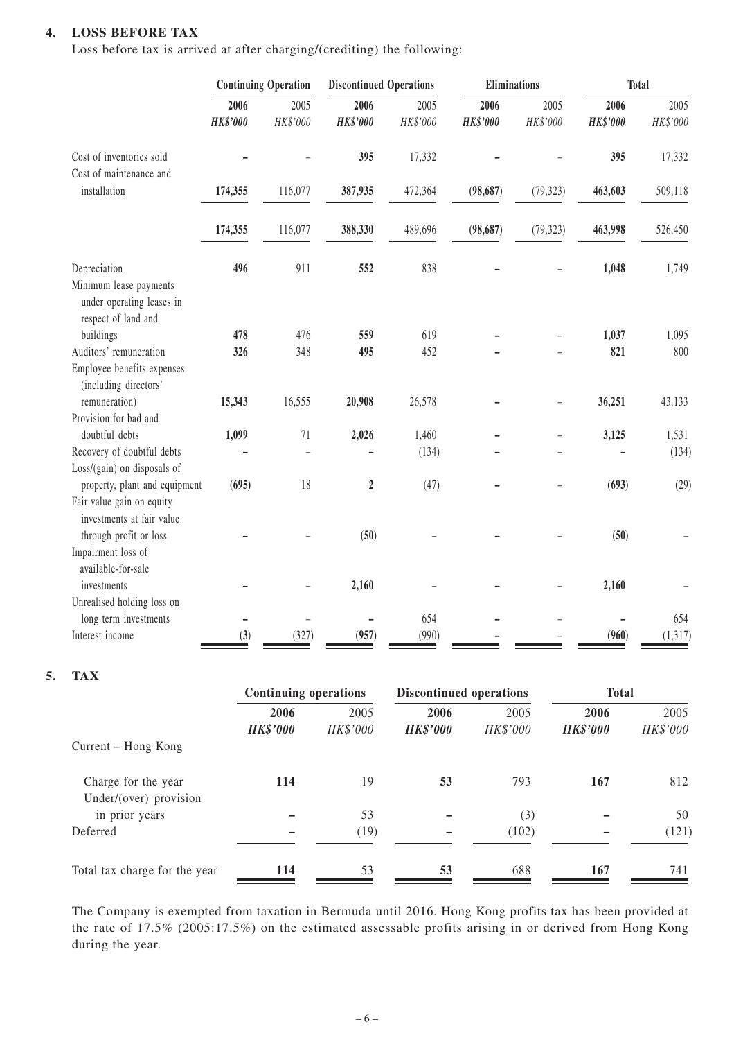## 4. LOSS BEFORE TAX

Loss before tax is arrived at after charging/(crediting) the following:

| | Continuing Operation | | Discontinued Operations | | Eliminations | | Total | |
|---|---|---|---|---|---|---|---|---|
| | **2006** | 2005 | **2006** | 2005 | **2006** | 2005 | **2006** | 2005 |
| | ***HK$'000*** | *HK$'000* | ***HK$'000*** | *HK$'000* | ***HK$'000*** | *HK$'000* | ***HK$'000*** | *HK$'000* |
| Cost of inventories sold | **–** | – | **395** | 17,332 | **–** | – | **395** | 17,332 |
| Cost of maintenance and installation | **174,355** | 116,077 | **387,935** | 472,364 | **(98,687)** | (79,323) | **463,603** | 509,118 |
| | **174,355** | 116,077 | **388,330** | 489,696 | **(98,687)** | (79,323) | **463,998** | 526,450 |
| Depreciation | **496** | 911 | **552** | 838 | **–** | – | **1,048** | 1,749 |
| Minimum lease payments under operating leases in respect of land and buildings | **478** | 476 | **559** | 619 | **–** | – | **1,037** | 1,095 |
| Auditors' remuneration | **326** | 348 | **495** | 452 | **–** | – | **821** | 800 |
| Employee benefits expenses (including directors' remuneration) | **15,343** | 16,555 | **20,908** | 26,578 | **–** | – | **36,251** | 43,133 |
| Provision for bad and doubtful debts | **1,099** | 71 | **2,026** | 1,460 | **–** | – | **3,125** | 1,531 |
| Recovery of doubtful debts | **–** | – | **–** | (134) | **–** | – | **–** | (134) |
| Loss/(gain) on disposals of property, plant and equipment | **(695)** | 18 | **2** | (47) | **–** | – | **(693)** | (29) |
| Fair value gain on equity investments at fair value through profit or loss | **–** | – | **(50)** | – | **–** | – | **(50)** | – |
| Impairment loss of available-for-sale investments | **–** | – | **2,160** | – | **–** | – | **2,160** | – |
| Unrealised holding loss on long term investments | **–** | – | **–** | 654 | **–** | – | **–** | 654 |
| Interest income | **(3)** | (327) | **(957)** | (990) | **–** | – | **(960)** | (1,317) |

## 5. TAX

| | Continuing operations | | Discontinued operations | | Total | |
|---|---|---|---|---|---|---|
| | **2006** | 2005 | **2006** | 2005 | **2006** | 2005 |
| | ***HK$'000*** | *HK$'000* | ***HK$'000*** | *HK$'000* | ***HK$'000*** | *HK$'000* |
| Current – Hong Kong | | | | | | |
| Charge for the year | **114** | 19 | **53** | 793 | **167** | 812 |
| Under/(over) provision in prior years | **–** | 53 | **–** | (3) | **–** | 50 |
| Deferred | **–** | (19) | **–** | (102) | **–** | (121) |
| Total tax charge for the year | **114** | 53 | **53** | 688 | **167** | 741 |

The Company is exempted from taxation in Bermuda until 2016. Hong Kong profits tax has been provided at the rate of 17.5% (2005:17.5%) on the estimated assessable profits arising in or derived from Hong Kong during the year.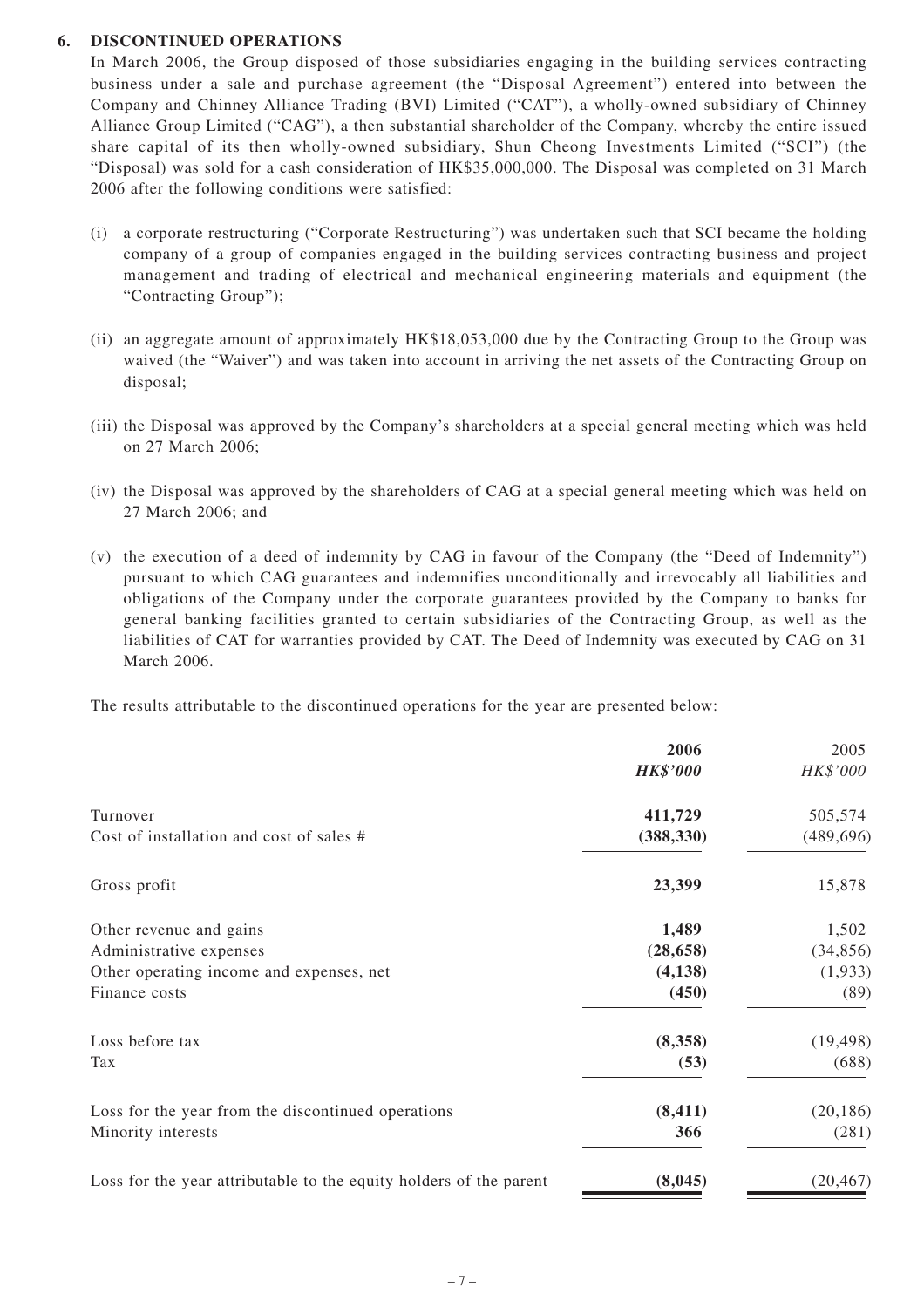## 6. DISCONTINUED OPERATIONS

In March 2006, the Group disposed of those subsidiaries engaging in the building services contracting business under a sale and purchase agreement (the "Disposal Agreement") entered into between the Company and Chinney Alliance Trading (BVI) Limited ("CAT"), a wholly-owned subsidiary of Chinney Alliance Group Limited ("CAG"), a then substantial shareholder of the Company, whereby the entire issued share capital of its then wholly-owned subsidiary, Shun Cheong Investments Limited ("SCI") (the "Disposal) was sold for a cash consideration of HK$35,000,000. The Disposal was completed on 31 March 2006 after the following conditions were satisfied:

(i) a corporate restructuring ("Corporate Restructuring") was undertaken such that SCI became the holding company of a group of companies engaged in the building services contracting business and project management and trading of electrical and mechanical engineering materials and equipment (the "Contracting Group");

(ii) an aggregate amount of approximately HK$18,053,000 due by the Contracting Group to the Group was waived (the "Waiver") and was taken into account in arriving the net assets of the Contracting Group on disposal;

(iii) the Disposal was approved by the Company's shareholders at a special general meeting which was held on 27 March 2006;

(iv) the Disposal was approved by the shareholders of CAG at a special general meeting which was held on 27 March 2006; and

(v) the execution of a deed of indemnity by CAG in favour of the Company (the "Deed of Indemnity") pursuant to which CAG guarantees and indemnifies unconditionally and irrevocably all liabilities and obligations of the Company under the corporate guarantees provided by the Company to banks for general banking facilities granted to certain subsidiaries of the Contracting Group, as well as the liabilities of CAT for warranties provided by CAT. The Deed of Indemnity was executed by CAG on 31 March 2006.

The results attributable to the discontinued operations for the year are presented below:

| | **2006** | 2005 |
|---|---|---|
| | ***HK$'000*** | *HK$'000* |
| Turnover | **411,729** | 505,574 |
| Cost of installation and cost of sales # | **(388,330)** | (489,696) |
| Gross profit | **23,399** | 15,878 |
| Other revenue and gains | **1,489** | 1,502 |
| Administrative expenses | **(28,658)** | (34,856) |
| Other operating income and expenses, net | **(4,138)** | (1,933) |
| Finance costs | **(450)** | (89) |
| Loss before tax | **(8,358)** | (19,498) |
| Tax | **(53)** | (688) |
| Loss for the year from the discontinued operations | **(8,411)** | (20,186) |
| Minority interests | **366** | (281) |
| Loss for the year attributable to the equity holders of the parent | **(8,045)** | (20,467) |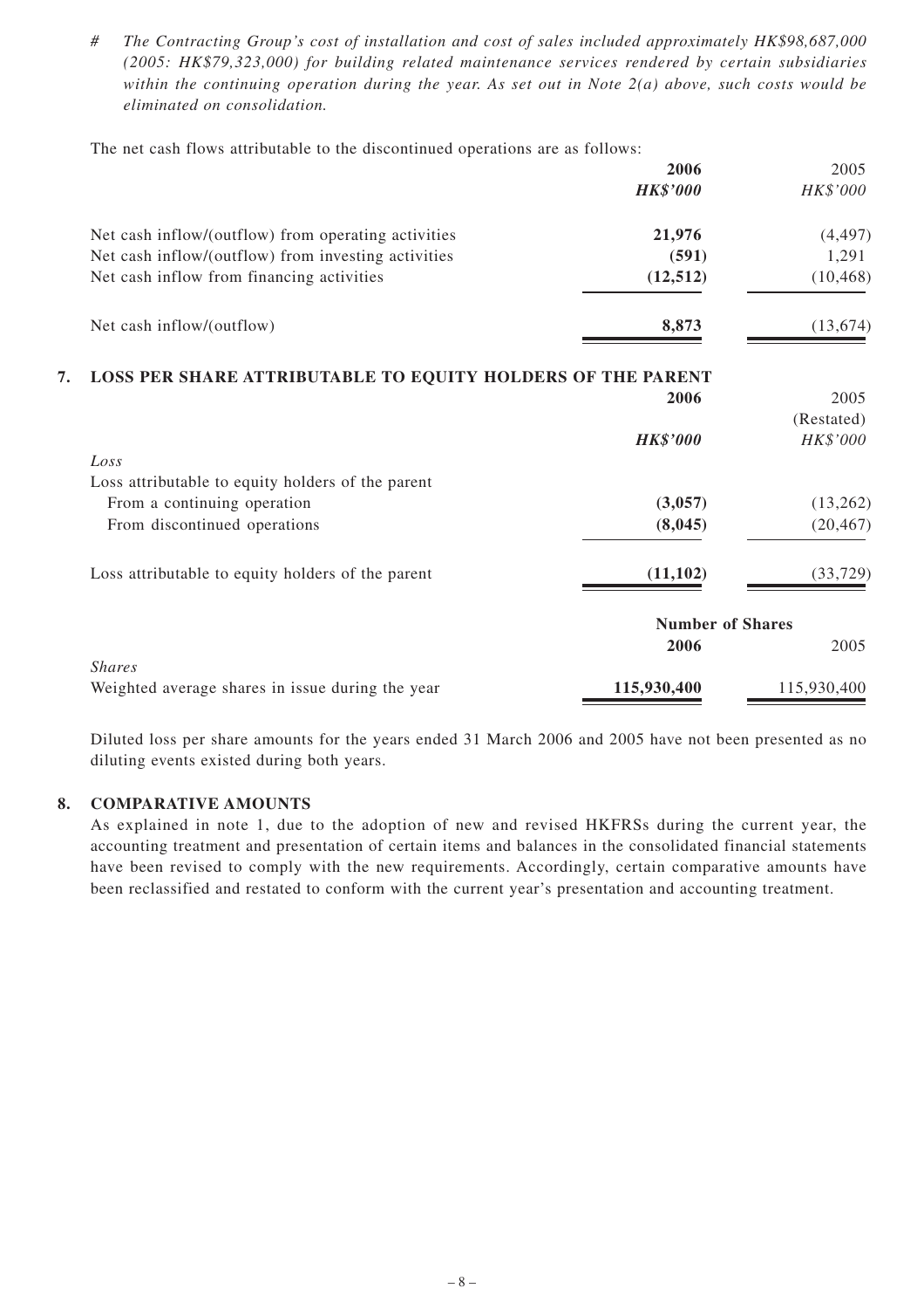*# The Contracting Group's cost of installation and cost of sales included approximately HK$98,687,000 (2005: HK$79,323,000) for building related maintenance services rendered by certain subsidiaries within the continuing operation during the year. As set out in Note 2(a) above, such costs would be eliminated on consolidation.*

The net cash flows attributable to the discontinued operations are as follows:

| | 2006 | 2005 |
|---|---|---|
| | *HK$'000* | *HK$'000* |
| Net cash inflow/(outflow) from operating activities | **21,976** | (4,497) |
| Net cash inflow/(outflow) from investing activities | **(591)** | 1,291 |
| Net cash inflow from financing activities | **(12,512)** | (10,468) |
| Net cash inflow/(outflow) | **8,873** | (13,674) |

## 7. LOSS PER SHARE ATTRIBUTABLE TO EQUITY HOLDERS OF THE PARENT

| | 2006 | 2005 (Restated) |
|---|---|---|
| | *HK$'000* | *HK$'000* |
| *Loss* | | |
| Loss attributable to equity holders of the parent | | |
| From a continuing operation | **(3,057)** | (13,262) |
| From discontinued operations | **(8,045)** | (20,467) |
| Loss attributable to equity holders of the parent | **(11,102)** | (33,729) |

| | Number of Shares | |
|---|---|---|
| | 2006 | 2005 |
| *Shares* | | |
| Weighted average shares in issue during the year | **115,930,400** | 115,930,400 |

Diluted loss per share amounts for the years ended 31 March 2006 and 2005 have not been presented as no diluting events existed during both years.

## 8. COMPARATIVE AMOUNTS

As explained in note 1, due to the adoption of new and revised HKFRSs during the current year, the accounting treatment and presentation of certain items and balances in the consolidated financial statements have been revised to comply with the new requirements. Accordingly, certain comparative amounts have been reclassified and restated to conform with the current year's presentation and accounting treatment.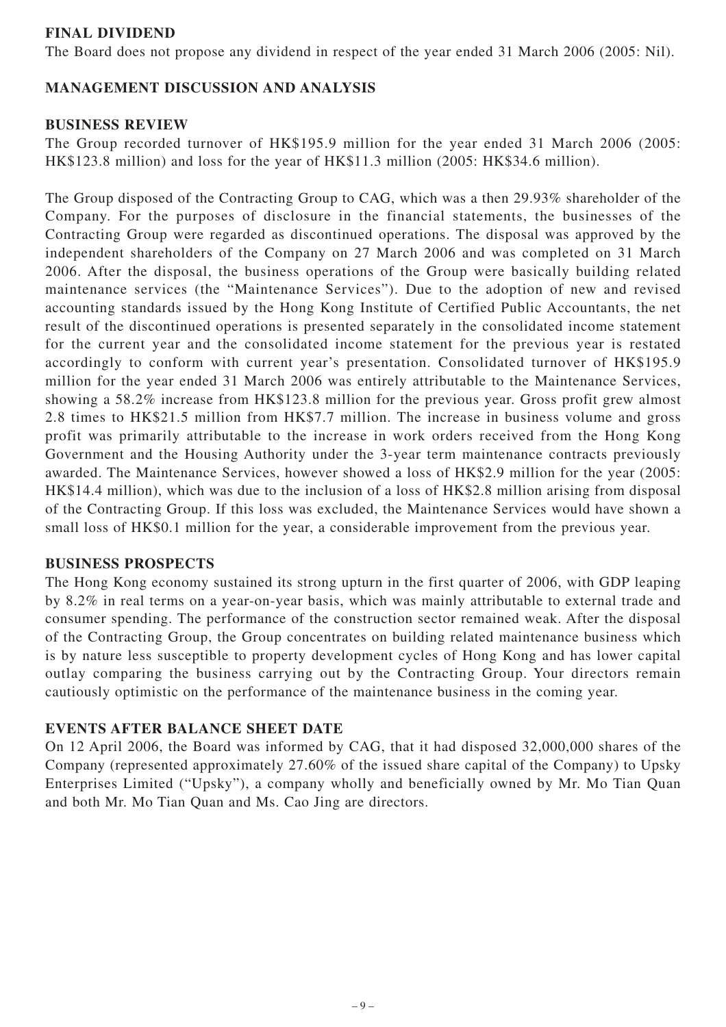## FINAL DIVIDEND

The Board does not propose any dividend in respect of the year ended 31 March 2006 (2005: Nil).

## MANAGEMENT DISCUSSION AND ANALYSIS

### BUSINESS REVIEW

The Group recorded turnover of HK$195.9 million for the year ended 31 March 2006 (2005: HK$123.8 million) and loss for the year of HK$11.3 million (2005: HK$34.6 million).

The Group disposed of the Contracting Group to CAG, which was a then 29.93% shareholder of the Company. For the purposes of disclosure in the financial statements, the businesses of the Contracting Group were regarded as discontinued operations. The disposal was approved by the independent shareholders of the Company on 27 March 2006 and was completed on 31 March 2006. After the disposal, the business operations of the Group were basically building related maintenance services (the "Maintenance Services"). Due to the adoption of new and revised accounting standards issued by the Hong Kong Institute of Certified Public Accountants, the net result of the discontinued operations is presented separately in the consolidated income statement for the current year and the consolidated income statement for the previous year is restated accordingly to conform with current year's presentation. Consolidated turnover of HK$195.9 million for the year ended 31 March 2006 was entirely attributable to the Maintenance Services, showing a 58.2% increase from HK$123.8 million for the previous year. Gross profit grew almost 2.8 times to HK$21.5 million from HK$7.7 million. The increase in business volume and gross profit was primarily attributable to the increase in work orders received from the Hong Kong Government and the Housing Authority under the 3-year term maintenance contracts previously awarded. The Maintenance Services, however showed a loss of HK$2.9 million for the year (2005: HK$14.4 million), which was due to the inclusion of a loss of HK$2.8 million arising from disposal of the Contracting Group. If this loss was excluded, the Maintenance Services would have shown a small loss of HK$0.1 million for the year, a considerable improvement from the previous year.

### BUSINESS PROSPECTS

The Hong Kong economy sustained its strong upturn in the first quarter of 2006, with GDP leaping by 8.2% in real terms on a year-on-year basis, which was mainly attributable to external trade and consumer spending. The performance of the construction sector remained weak. After the disposal of the Contracting Group, the Group concentrates on building related maintenance business which is by nature less susceptible to property development cycles of Hong Kong and has lower capital outlay comparing the business carrying out by the Contracting Group. Your directors remain cautiously optimistic on the performance of the maintenance business in the coming year.

### EVENTS AFTER BALANCE SHEET DATE

On 12 April 2006, the Board was informed by CAG, that it had disposed 32,000,000 shares of the Company (represented approximately 27.60% of the issued share capital of the Company) to Upsky Enterprises Limited ("Upsky"), a company wholly and beneficially owned by Mr. Mo Tian Quan and both Mr. Mo Tian Quan and Ms. Cao Jing are directors.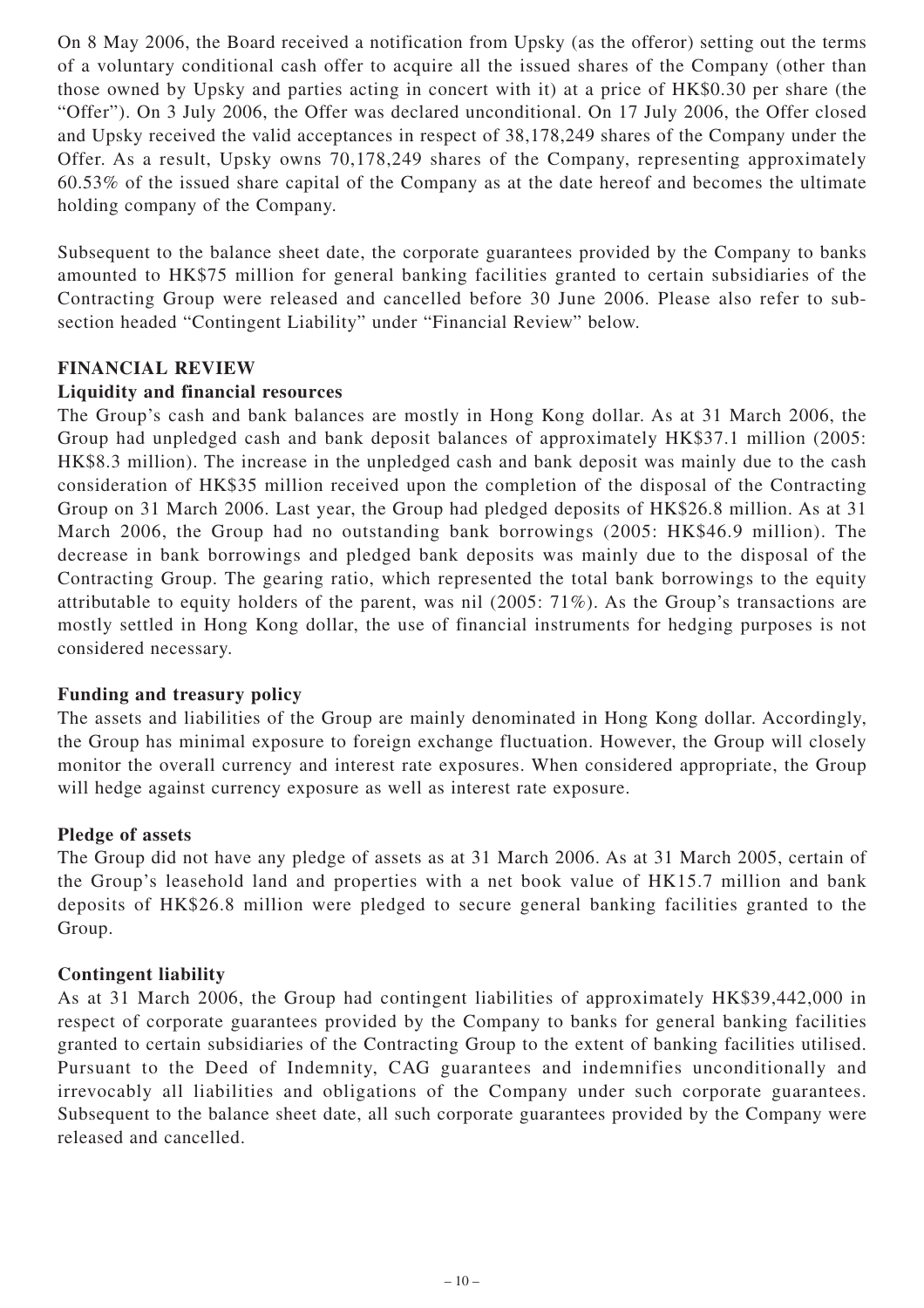On 8 May 2006, the Board received a notification from Upsky (as the offeror) setting out the terms of a voluntary conditional cash offer to acquire all the issued shares of the Company (other than those owned by Upsky and parties acting in concert with it) at a price of HK$0.30 per share (the "Offer"). On 3 July 2006, the Offer was declared unconditional. On 17 July 2006, the Offer closed and Upsky received the valid acceptances in respect of 38,178,249 shares of the Company under the Offer. As a result, Upsky owns 70,178,249 shares of the Company, representing approximately 60.53% of the issued share capital of the Company as at the date hereof and becomes the ultimate holding company of the Company.

Subsequent to the balance sheet date, the corporate guarantees provided by the Company to banks amounted to HK$75 million for general banking facilities granted to certain subsidiaries of the Contracting Group were released and cancelled before 30 June 2006. Please also refer to sub-section headed "Contingent Liability" under "Financial Review" below.

## FINANCIAL REVIEW

### Liquidity and financial resources

The Group's cash and bank balances are mostly in Hong Kong dollar. As at 31 March 2006, the Group had unpledged cash and bank deposit balances of approximately HK$37.1 million (2005: HK$8.3 million). The increase in the unpledged cash and bank deposit was mainly due to the cash consideration of HK$35 million received upon the completion of the disposal of the Contracting Group on 31 March 2006. Last year, the Group had pledged deposits of HK$26.8 million. As at 31 March 2006, the Group had no outstanding bank borrowings (2005: HK$46.9 million). The decrease in bank borrowings and pledged bank deposits was mainly due to the disposal of the Contracting Group. The gearing ratio, which represented the total bank borrowings to the equity attributable to equity holders of the parent, was nil (2005: 71%). As the Group's transactions are mostly settled in Hong Kong dollar, the use of financial instruments for hedging purposes is not considered necessary.

### Funding and treasury policy

The assets and liabilities of the Group are mainly denominated in Hong Kong dollar. Accordingly, the Group has minimal exposure to foreign exchange fluctuation. However, the Group will closely monitor the overall currency and interest rate exposures. When considered appropriate, the Group will hedge against currency exposure as well as interest rate exposure.

### Pledge of assets

The Group did not have any pledge of assets as at 31 March 2006. As at 31 March 2005, certain of the Group's leasehold land and properties with a net book value of HK15.7 million and bank deposits of HK$26.8 million were pledged to secure general banking facilities granted to the Group.

### Contingent liability

As at 31 March 2006, the Group had contingent liabilities of approximately HK$39,442,000 in respect of corporate guarantees provided by the Company to banks for general banking facilities granted to certain subsidiaries of the Contracting Group to the extent of banking facilities utilised. Pursuant to the Deed of Indemnity, CAG guarantees and indemnifies unconditionally and irrevocably all liabilities and obligations of the Company under such corporate guarantees. Subsequent to the balance sheet date, all such corporate guarantees provided by the Company were released and cancelled.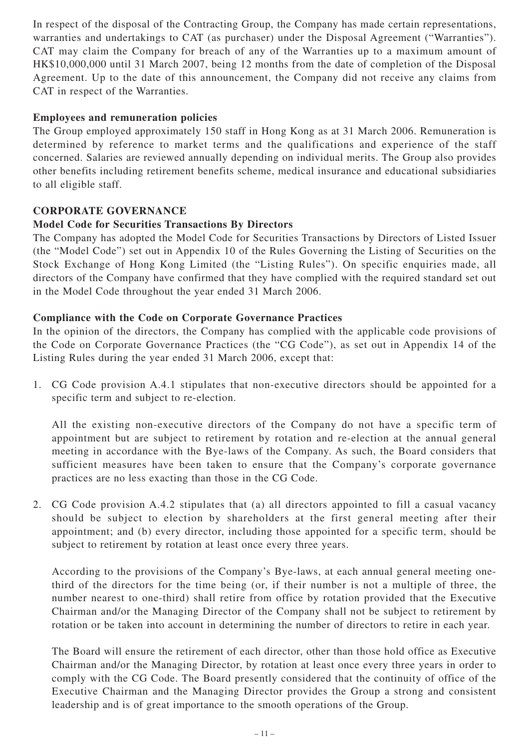In respect of the disposal of the Contracting Group, the Company has made certain representations, warranties and undertakings to CAT (as purchaser) under the Disposal Agreement ("Warranties"). CAT may claim the Company for breach of any of the Warranties up to a maximum amount of HK$10,000,000 until 31 March 2007, being 12 months from the date of completion of the Disposal Agreement. Up to the date of this announcement, the Company did not receive any claims from CAT in respect of the Warranties.

**Employees and remuneration policies**

The Group employed approximately 150 staff in Hong Kong as at 31 March 2006. Remuneration is determined by reference to market terms and the qualifications and experience of the staff concerned. Salaries are reviewed annually depending on individual merits. The Group also provides other benefits including retirement benefits scheme, medical insurance and educational subsidiaries to all eligible staff.

## CORPORATE GOVERNANCE

**Model Code for Securities Transactions By Directors**

The Company has adopted the Model Code for Securities Transactions by Directors of Listed Issuer (the "Model Code") set out in Appendix 10 of the Rules Governing the Listing of Securities on the Stock Exchange of Hong Kong Limited (the "Listing Rules"). On specific enquiries made, all directors of the Company have confirmed that they have complied with the required standard set out in the Model Code throughout the year ended 31 March 2006.

**Compliance with the Code on Corporate Governance Practices**

In the opinion of the directors, the Company has complied with the applicable code provisions of the Code on Corporate Governance Practices (the "CG Code"), as set out in Appendix 14 of the Listing Rules during the year ended 31 March 2006, except that:

1. CG Code provision A.4.1 stipulates that non-executive directors should be appointed for a specific term and subject to re-election.

   All the existing non-executive directors of the Company do not have a specific term of appointment but are subject to retirement by rotation and re-election at the annual general meeting in accordance with the Bye-laws of the Company. As such, the Board considers that sufficient measures have been taken to ensure that the Company's corporate governance practices are no less exacting than those in the CG Code.

2. CG Code provision A.4.2 stipulates that (a) all directors appointed to fill a casual vacancy should be subject to election by shareholders at the first general meeting after their appointment; and (b) every director, including those appointed for a specific term, should be subject to retirement by rotation at least once every three years.

   According to the provisions of the Company's Bye-laws, at each annual general meeting one-third of the directors for the time being (or, if their number is not a multiple of three, the number nearest to one-third) shall retire from office by rotation provided that the Executive Chairman and/or the Managing Director of the Company shall not be subject to retirement by rotation or be taken into account in determining the number of directors to retire in each year.

   The Board will ensure the retirement of each director, other than those hold office as Executive Chairman and/or the Managing Director, by rotation at least once every three years in order to comply with the CG Code. The Board presently considered that the continuity of office of the Executive Chairman and the Managing Director provides the Group a strong and consistent leadership and is of great importance to the smooth operations of the Group.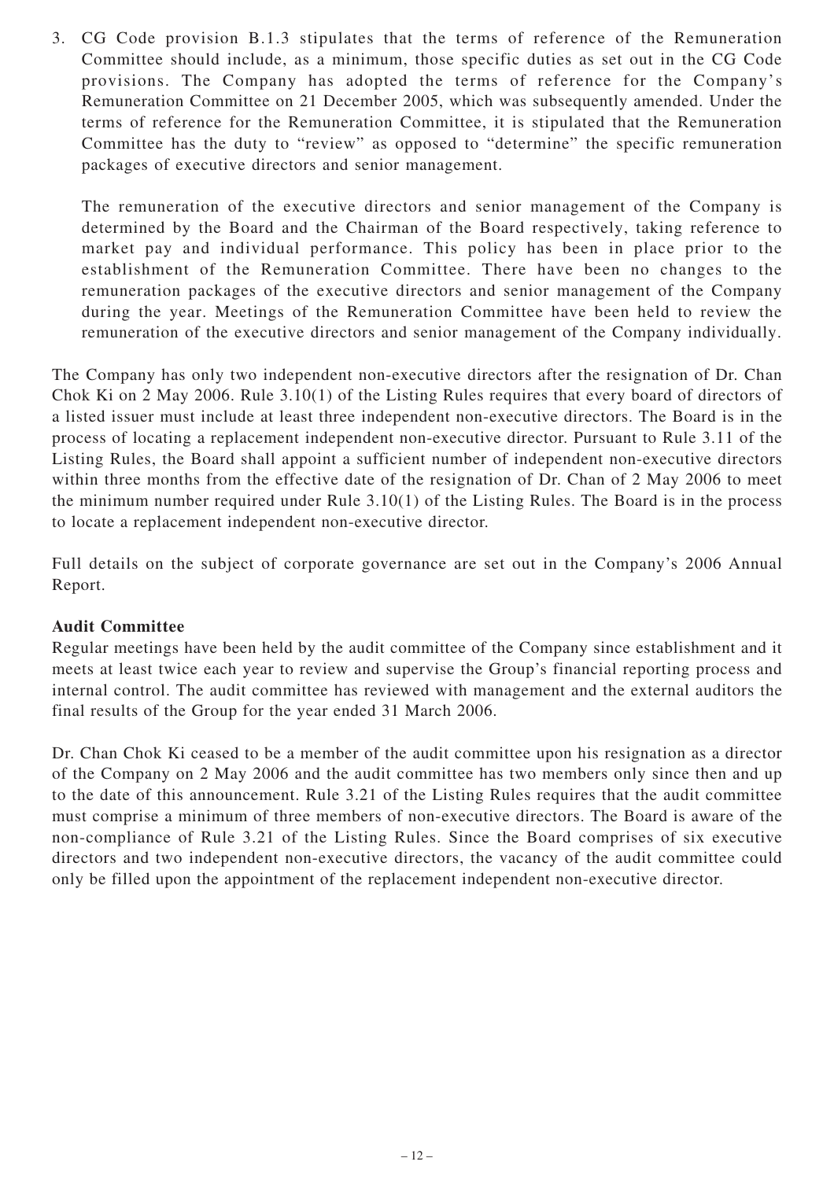3. CG Code provision B.1.3 stipulates that the terms of reference of the Remuneration Committee should include, as a minimum, those specific duties as set out in the CG Code provisions. The Company has adopted the terms of reference for the Company's Remuneration Committee on 21 December 2005, which was subsequently amended. Under the terms of reference for the Remuneration Committee, it is stipulated that the Remuneration Committee has the duty to "review" as opposed to "determine" the specific remuneration packages of executive directors and senior management.

   The remuneration of the executive directors and senior management of the Company is determined by the Board and the Chairman of the Board respectively, taking reference to market pay and individual performance. This policy has been in place prior to the establishment of the Remuneration Committee. There have been no changes to the remuneration packages of the executive directors and senior management of the Company during the year. Meetings of the Remuneration Committee have been held to review the remuneration of the executive directors and senior management of the Company individually.

The Company has only two independent non-executive directors after the resignation of Dr. Chan Chok Ki on 2 May 2006. Rule 3.10(1) of the Listing Rules requires that every board of directors of a listed issuer must include at least three independent non-executive directors. The Board is in the process of locating a replacement independent non-executive director. Pursuant to Rule 3.11 of the Listing Rules, the Board shall appoint a sufficient number of independent non-executive directors within three months from the effective date of the resignation of Dr. Chan of 2 May 2006 to meet the minimum number required under Rule 3.10(1) of the Listing Rules. The Board is in the process to locate a replacement independent non-executive director.

Full details on the subject of corporate governance are set out in the Company's 2006 Annual Report.

**Audit Committee**

Regular meetings have been held by the audit committee of the Company since establishment and it meets at least twice each year to review and supervise the Group's financial reporting process and internal control. The audit committee has reviewed with management and the external auditors the final results of the Group for the year ended 31 March 2006.

Dr. Chan Chok Ki ceased to be a member of the audit committee upon his resignation as a director of the Company on 2 May 2006 and the audit committee has two members only since then and up to the date of this announcement. Rule 3.21 of the Listing Rules requires that the audit committee must comprise a minimum of three members of non-executive directors. The Board is aware of the non-compliance of Rule 3.21 of the Listing Rules. Since the Board comprises of six executive directors and two independent non-executive directors, the vacancy of the audit committee could only be filled upon the appointment of the replacement independent non-executive director.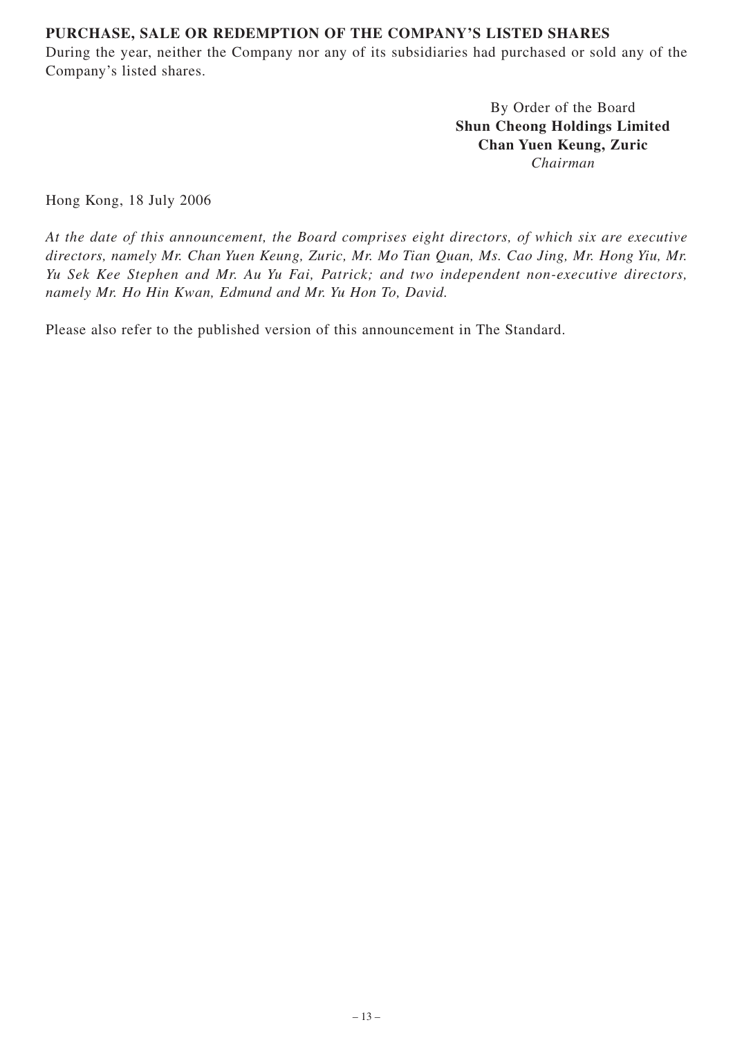**PURCHASE, SALE OR REDEMPTION OF THE COMPANY'S LISTED SHARES**

During the year, neither the Company nor any of its subsidiaries had purchased or sold any of the Company's listed shares.

By Order of the Board
**Shun Cheong Holdings Limited**
**Chan Yuen Keung, Zuric**
*Chairman*

Hong Kong, 18 July 2006

*At the date of this announcement, the Board comprises eight directors, of which six are executive directors, namely Mr. Chan Yuen Keung, Zuric, Mr. Mo Tian Quan, Ms. Cao Jing, Mr. Hong Yiu, Mr. Yu Sek Kee Stephen and Mr. Au Yu Fai, Patrick; and two independent non-executive directors, namely Mr. Ho Hin Kwan, Edmund and Mr. Yu Hon To, David.*

Please also refer to the published version of this announcement in The Standard.